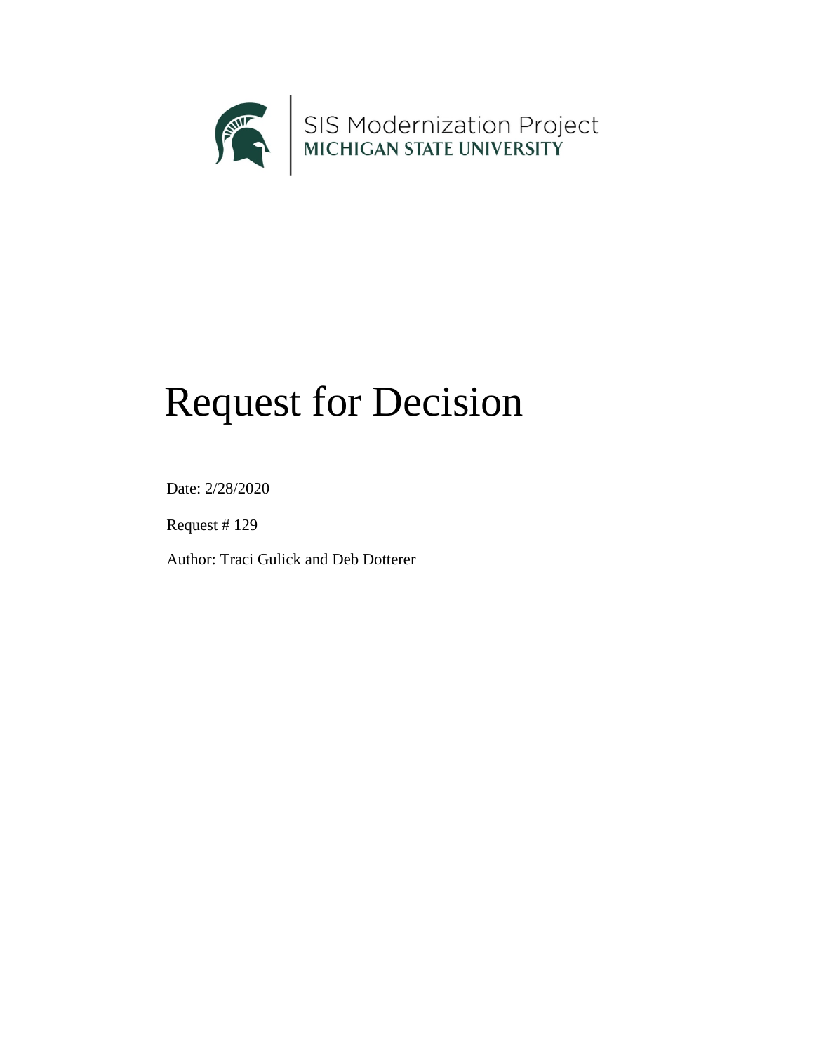SIS Modernization Project
**MICHIGAN STATE UNIVERSITY**

# Request for Decision

Date: 2/28/2020

Request # 129

Author: Traci Gulick and Deb Dotterer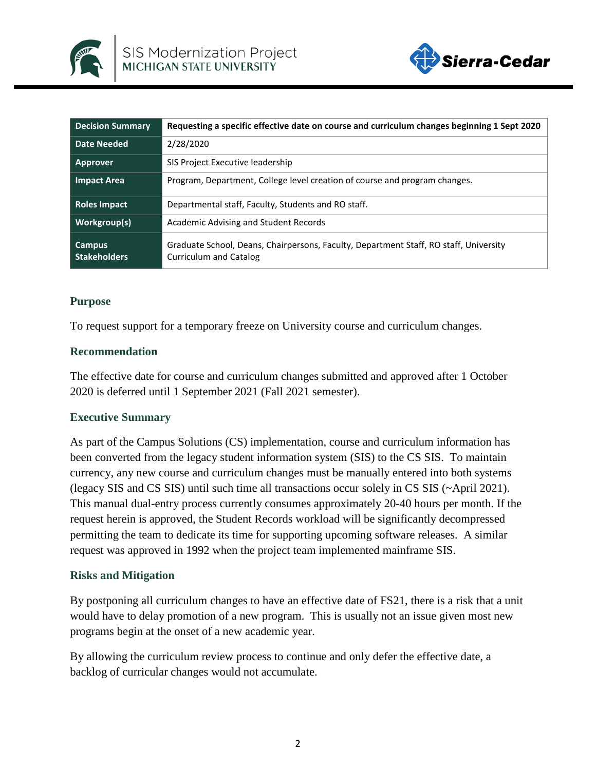| Decision Summary | Requesting a specific effective date on course and curriculum changes beginning 1 Sept 2020 |
|---|---|
| Date Needed | 2/28/2020 |
| Approver | SIS Project Executive leadership |
| Impact Area | Program, Department, College level creation of course and program changes. |
| Roles Impact | Departmental staff, Faculty, Students and RO staff. |
| Workgroup(s) | Academic Advising and Student Records |
| Campus Stakeholders | Graduate School, Deans, Chairpersons, Faculty, Department Staff, RO staff, University Curriculum and Catalog |

## Purpose

To request support for a temporary freeze on University course and curriculum changes.

## Recommendation

The effective date for course and curriculum changes submitted and approved after 1 October 2020 is deferred until 1 September 2021 (Fall 2021 semester).

## Executive Summary

As part of the Campus Solutions (CS) implementation, course and curriculum information has been converted from the legacy student information system (SIS) to the CS SIS. To maintain currency, any new course and curriculum changes must be manually entered into both systems (legacy SIS and CS SIS) until such time all transactions occur solely in CS SIS (~April 2021). This manual dual-entry process currently consumes approximately 20-40 hours per month. If the request herein is approved, the Student Records workload will be significantly decompressed permitting the team to dedicate its time for supporting upcoming software releases. A similar request was approved in 1992 when the project team implemented mainframe SIS.

## Risks and Mitigation

By postponing all curriculum changes to have an effective date of FS21, there is a risk that a unit would have to delay promotion of a new program. This is usually not an issue given most new programs begin at the onset of a new academic year.

By allowing the curriculum review process to continue and only defer the effective date, a backlog of curricular changes would not accumulate.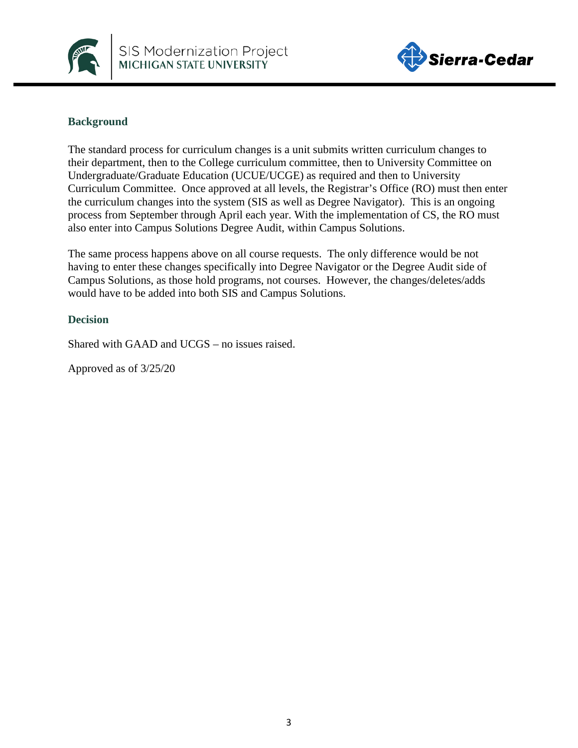## Background

The standard process for curriculum changes is a unit submits written curriculum changes to their department, then to the College curriculum committee, then to University Committee on Undergraduate/Graduate Education (UCUE/UCGE) as required and then to University Curriculum Committee. Once approved at all levels, the Registrar's Office (RO) must then enter the curriculum changes into the system (SIS as well as Degree Navigator). This is an ongoing process from September through April each year. With the implementation of CS, the RO must also enter into Campus Solutions Degree Audit, within Campus Solutions.

The same process happens above on all course requests. The only difference would be not having to enter these changes specifically into Degree Navigator or the Degree Audit side of Campus Solutions, as those hold programs, not courses. However, the changes/deletes/adds would have to be added into both SIS and Campus Solutions.

## Decision

Shared with GAAD and UCGS – no issues raised.

Approved as of 3/25/20